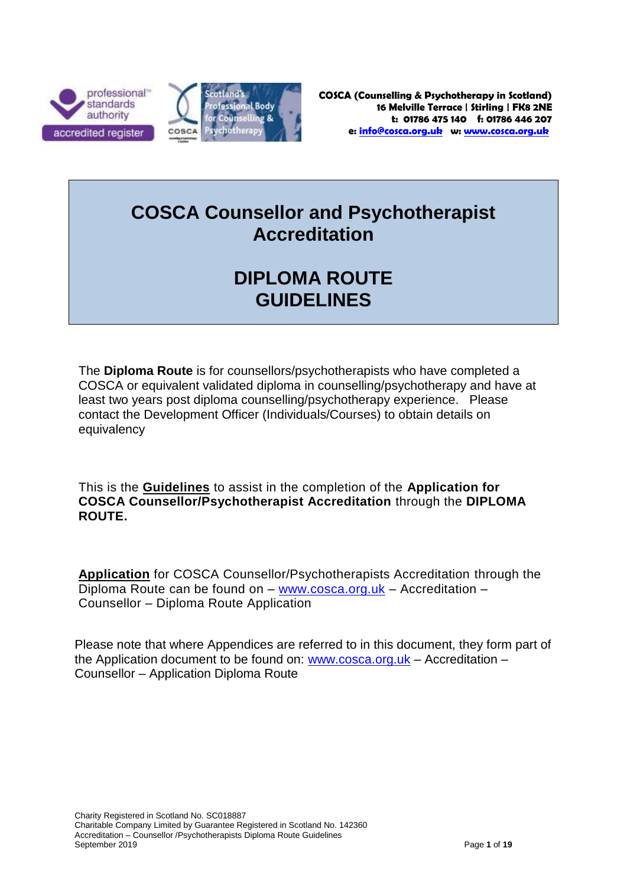COSCA (Counselling & Psychotherapy in Scotland)
16 Melville Terrace | Stirling | FK8 2NE
t: 01786 475 140 f: 01786 446 207
e: info@cosca.org.uk w: www.cosca.org.uk

# COSCA Counsellor and Psychotherapist Accreditation

# DIPLOMA ROUTE GUIDELINES

The **Diploma Route** is for counsellors/psychotherapists who have completed a COSCA or equivalent validated diploma in counselling/psychotherapy and have at least two years post diploma counselling/psychotherapy experience. Please contact the Development Officer (Individuals/Courses) to obtain details on equivalency

This is the **Guidelines** to assist in the completion of the **Application for COSCA Counsellor/Psychotherapist Accreditation** through the **DIPLOMA ROUTE.**

**Application** for COSCA Counsellor/Psychotherapists Accreditation through the Diploma Route can be found on – www.cosca.org.uk – Accreditation – Counsellor – Diploma Route Application

Please note that where Appendices are referred to in this document, they form part of the Application document to be found on: www.cosca.org.uk – Accreditation – Counsellor – Application Diploma Route

Charity Registered in Scotland No. SC018887
Charitable Company Limited by Guarantee Registered in Scotland No. 142360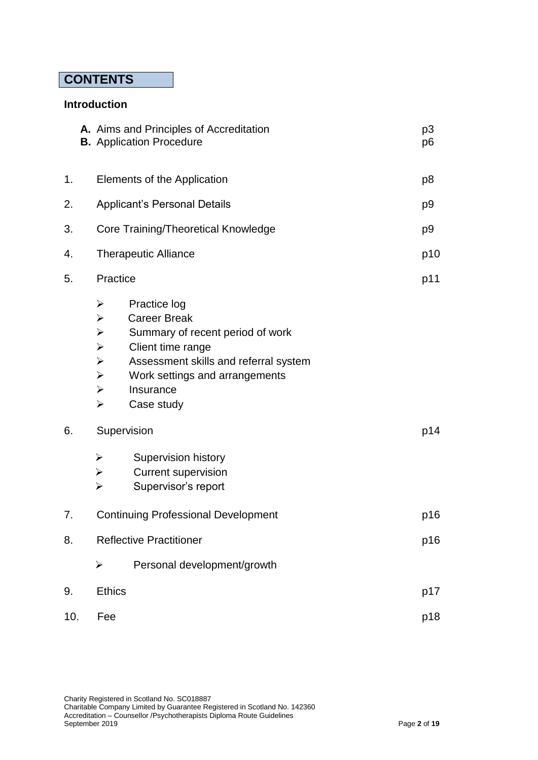# CONTENTS

**Introduction**

| | | |
|---|---|---|
| **A.** | Aims and Principles of Accreditation | p3 |
| **B.** | Application Procedure | p6 |
| 1. | Elements of the Application | p8 |
| 2. | Applicant's Personal Details | p9 |
| 3. | Core Training/Theoretical Knowledge | p9 |
| 4. | Therapeutic Alliance | p10 |
| 5. | Practice | p11 |
| 6. | Supervision | p14 |
| 7. | Continuing Professional Development | p16 |
| 8. | Reflective Practitioner | p16 |
| 9. | Ethics | p17 |
| 10. | Fee | p18 |

Section 5 (Practice) includes:

- Practice log
- Career Break
- Summary of recent period of work
- Client time range
- Assessment skills and referral system
- Work settings and arrangements
- Insurance
- Case study

Section 6 (Supervision) includes:

- Supervision history
- Current supervision
- Supervisor's report

Section 8 (Reflective Practitioner) includes:

- Personal development/growth

Charity Registered in Scotland No. SC018887
Charitable Company Limited by Guarantee Registered in Scotland No. 142360
Accreditation – Counsellor /Psychotherapists Diploma Route Guidelines
September 2019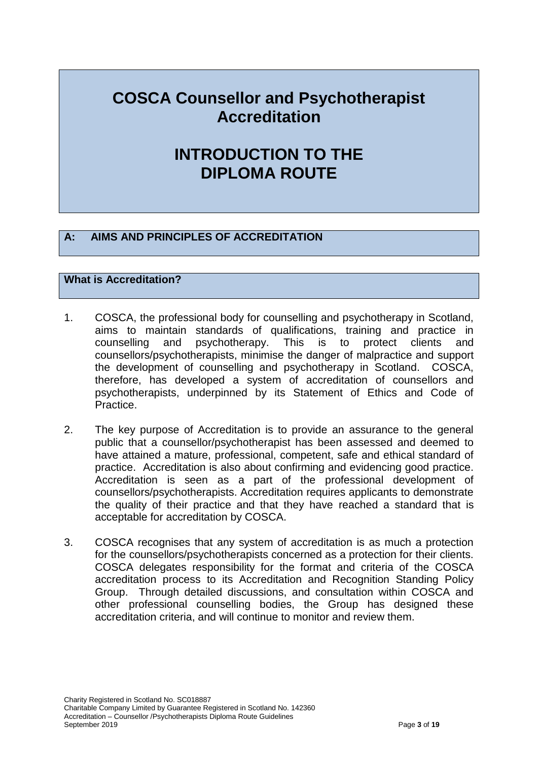# COSCA Counsellor and Psychotherapist Accreditation

# INTRODUCTION TO THE DIPLOMA ROUTE

## A: AIMS AND PRINCIPLES OF ACCREDITATION

### What is Accreditation?

1. COSCA, the professional body for counselling and psychotherapy in Scotland, aims to maintain standards of qualifications, training and practice in counselling and psychotherapy. This is to protect clients and counsellors/psychotherapists, minimise the danger of malpractice and support the development of counselling and psychotherapy in Scotland. COSCA, therefore, has developed a system of accreditation of counsellors and psychotherapists, underpinned by its Statement of Ethics and Code of Practice.

2. The key purpose of Accreditation is to provide an assurance to the general public that a counsellor/psychotherapist has been assessed and deemed to have attained a mature, professional, competent, safe and ethical standard of practice. Accreditation is also about confirming and evidencing good practice. Accreditation is seen as a part of the professional development of counsellors/psychotherapists. Accreditation requires applicants to demonstrate the quality of their practice and that they have reached a standard that is acceptable for accreditation by COSCA.

3. COSCA recognises that any system of accreditation is as much a protection for the counsellors/psychotherapists concerned as a protection for their clients. COSCA delegates responsibility for the format and criteria of the COSCA accreditation process to its Accreditation and Recognition Standing Policy Group. Through detailed discussions, and consultation within COSCA and other professional counselling bodies, the Group has designed these accreditation criteria, and will continue to monitor and review them.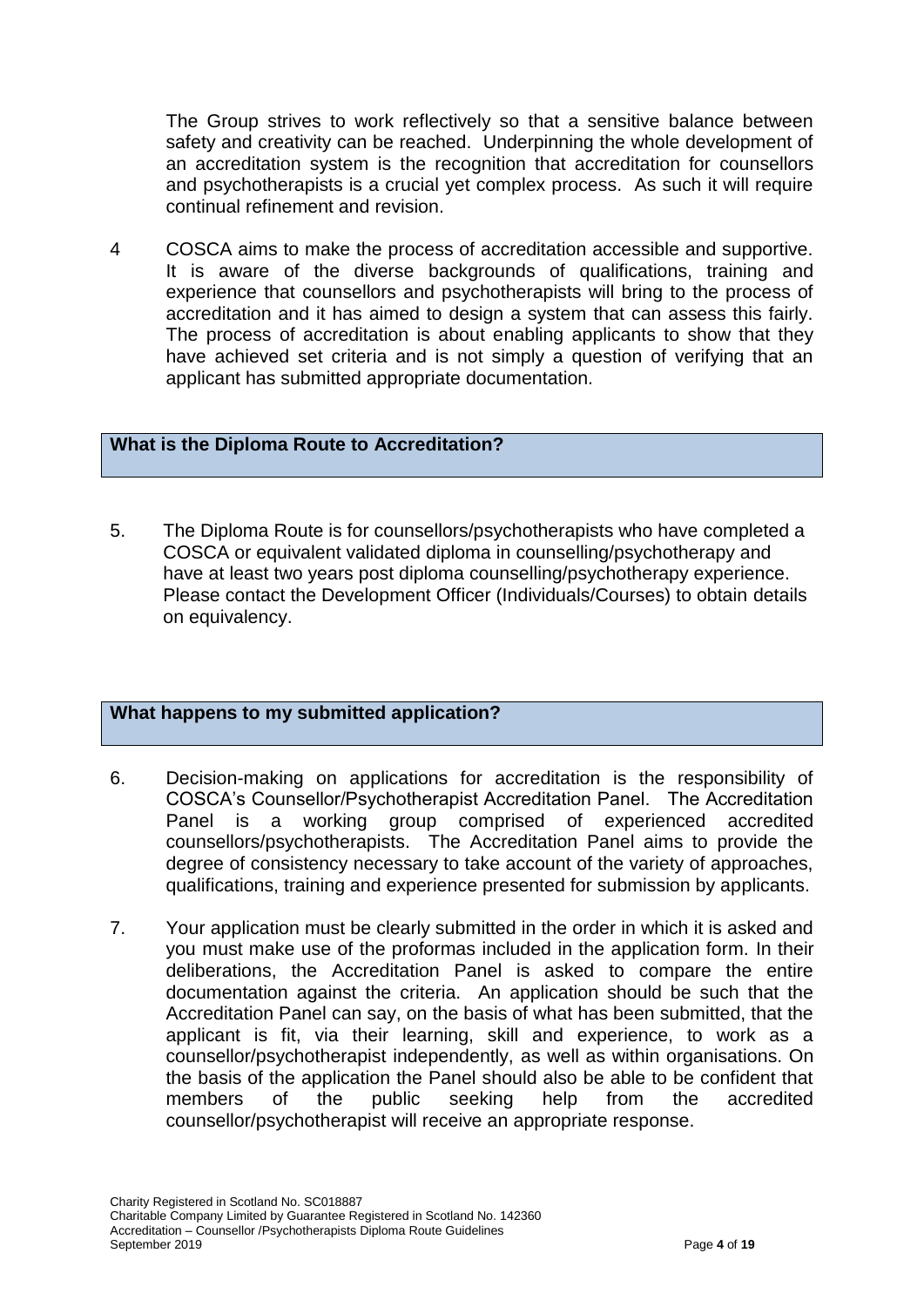The Group strives to work reflectively so that a sensitive balance between safety and creativity can be reached. Underpinning the whole development of an accreditation system is the recognition that accreditation for counsellors and psychotherapists is a crucial yet complex process. As such it will require continual refinement and revision.

4 COSCA aims to make the process of accreditation accessible and supportive. It is aware of the diverse backgrounds of qualifications, training and experience that counsellors and psychotherapists will bring to the process of accreditation and it has aimed to design a system that can assess this fairly. The process of accreditation is about enabling applicants to show that they have achieved set criteria and is not simply a question of verifying that an applicant has submitted appropriate documentation.

## What is the Diploma Route to Accreditation?

5. The Diploma Route is for counsellors/psychotherapists who have completed a COSCA or equivalent validated diploma in counselling/psychotherapy and have at least two years post diploma counselling/psychotherapy experience. Please contact the Development Officer (Individuals/Courses) to obtain details on equivalency.

## What happens to my submitted application?

6. Decision-making on applications for accreditation is the responsibility of COSCA's Counsellor/Psychotherapist Accreditation Panel. The Accreditation Panel is a working group comprised of experienced accredited counsellors/psychotherapists. The Accreditation Panel aims to provide the degree of consistency necessary to take account of the variety of approaches, qualifications, training and experience presented for submission by applicants.

7. Your application must be clearly submitted in the order in which it is asked and you must make use of the proformas included in the application form. In their deliberations, the Accreditation Panel is asked to compare the entire documentation against the criteria. An application should be such that the Accreditation Panel can say, on the basis of what has been submitted, that the applicant is fit, via their learning, skill and experience, to work as a counsellor/psychotherapist independently, as well as within organisations. On the basis of the application the Panel should also be able to be confident that members of the public seeking help from the accredited counsellor/psychotherapist will receive an appropriate response.

Charity Registered in Scotland No. SC018887
Charitable Company Limited by Guarantee Registered in Scotland No. 142360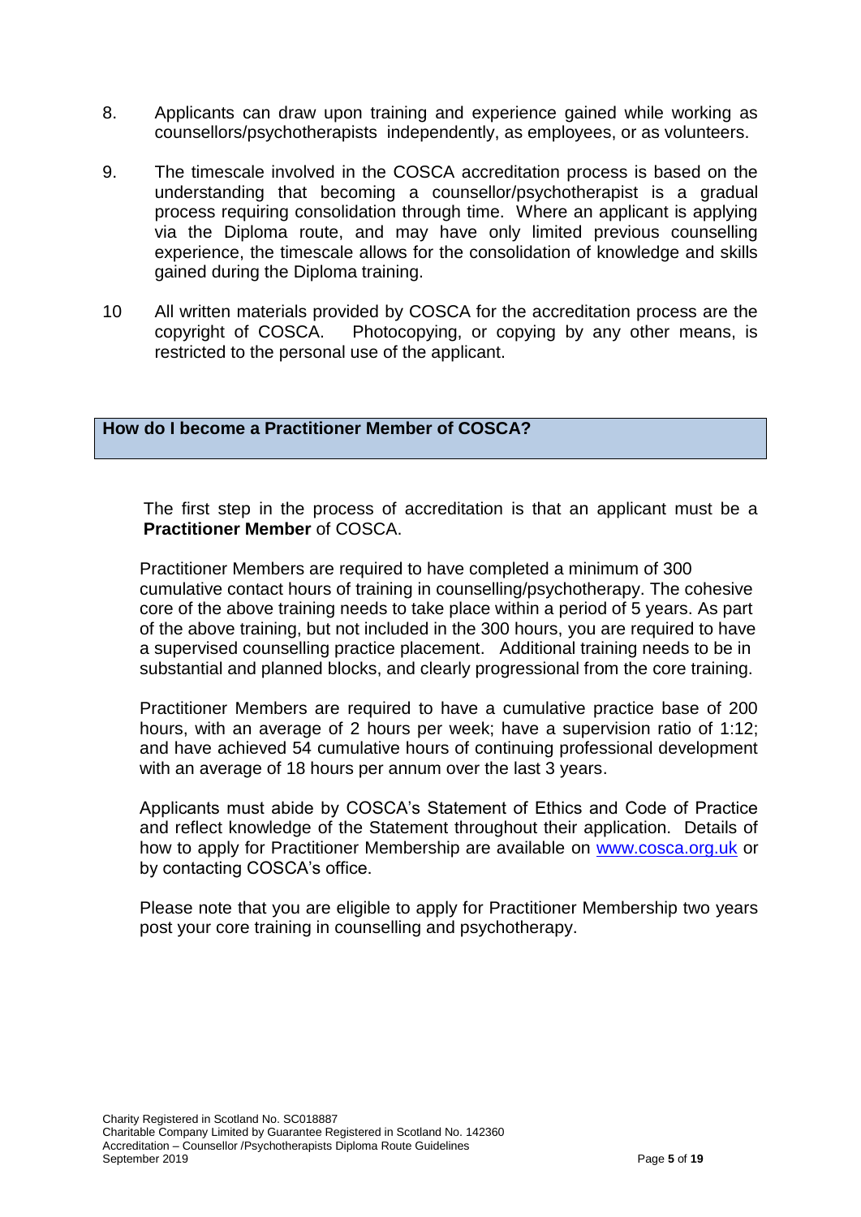8. Applicants can draw upon training and experience gained while working as counsellors/psychotherapists independently, as employees, or as volunteers.

9. The timescale involved in the COSCA accreditation process is based on the understanding that becoming a counsellor/psychotherapist is a gradual process requiring consolidation through time. Where an applicant is applying via the Diploma route, and may have only limited previous counselling experience, the timescale allows for the consolidation of knowledge and skills gained during the Diploma training.

10 All written materials provided by COSCA for the accreditation process are the copyright of COSCA. Photocopying, or copying by any other means, is restricted to the personal use of the applicant.

## How do I become a Practitioner Member of COSCA?

The first step in the process of accreditation is that an applicant must be a **Practitioner Member** of COSCA.

Practitioner Members are required to have completed a minimum of 300 cumulative contact hours of training in counselling/psychotherapy. The cohesive core of the above training needs to take place within a period of 5 years. As part of the above training, but not included in the 300 hours, you are required to have a supervised counselling practice placement. Additional training needs to be in substantial and planned blocks, and clearly progressional from the core training.

Practitioner Members are required to have a cumulative practice base of 200 hours, with an average of 2 hours per week; have a supervision ratio of 1:12; and have achieved 54 cumulative hours of continuing professional development with an average of 18 hours per annum over the last 3 years.

Applicants must abide by COSCA's Statement of Ethics and Code of Practice and reflect knowledge of the Statement throughout their application. Details of how to apply for Practitioner Membership are available on [www.cosca.org.uk](http://www.cosca.org.uk) or by contacting COSCA's office.

Please note that you are eligible to apply for Practitioner Membership two years post your core training in counselling and psychotherapy.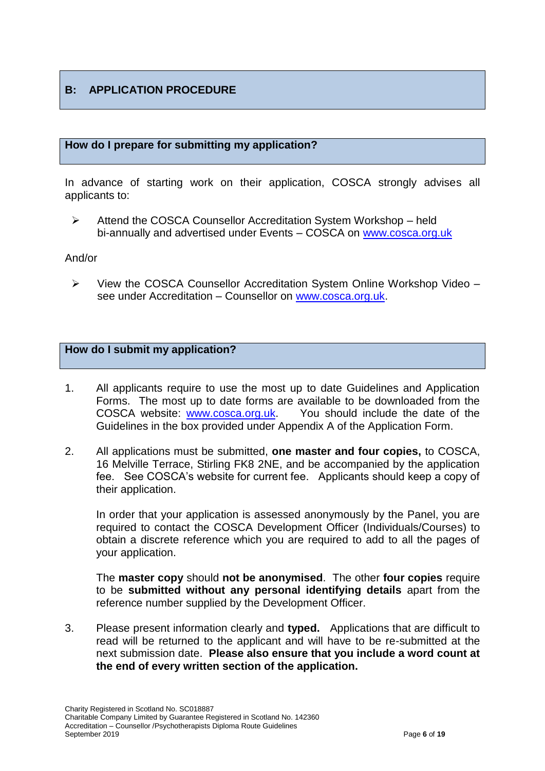## B: APPLICATION PROCEDURE

### How do I prepare for submitting my application?

In advance of starting work on their application, COSCA strongly advises all applicants to:

- Attend the COSCA Counsellor Accreditation System Workshop – held bi-annually and advertised under Events – COSCA on www.cosca.org.uk

And/or

- View the COSCA Counsellor Accreditation System Online Workshop Video – see under Accreditation – Counsellor on www.cosca.org.uk.

### How do I submit my application?

1. All applicants require to use the most up to date Guidelines and Application Forms. The most up to date forms are available to be downloaded from the COSCA website: www.cosca.org.uk. You should include the date of the Guidelines in the box provided under Appendix A of the Application Form.

2. All applications must be submitted, **one master and four copies,** to COSCA, 16 Melville Terrace, Stirling FK8 2NE, and be accompanied by the application fee. See COSCA's website for current fee. Applicants should keep a copy of their application.

   In order that your application is assessed anonymously by the Panel, you are required to contact the COSCA Development Officer (Individuals/Courses) to obtain a discrete reference which you are required to add to all the pages of your application.

   The **master copy** should **not be anonymised**. The other **four copies** require to be **submitted without any personal identifying details** apart from the reference number supplied by the Development Officer.

3. Please present information clearly and **typed.** Applications that are difficult to read will be returned to the applicant and will have to be re-submitted at the next submission date. **Please also ensure that you include a word count at the end of every written section of the application.**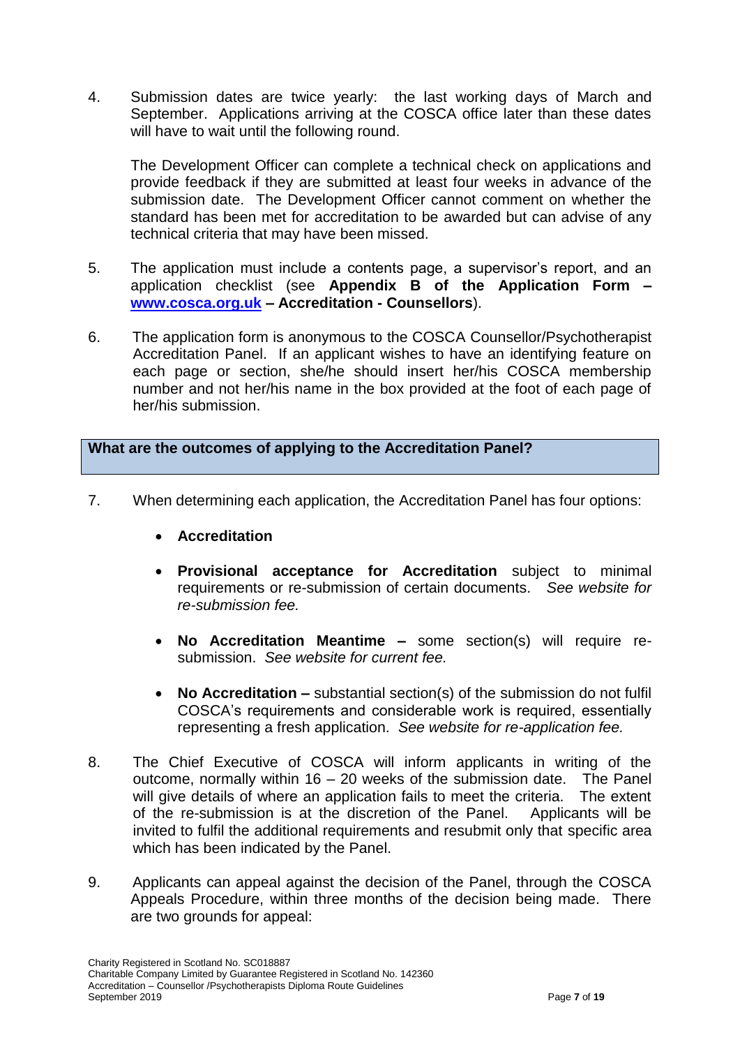4. Submission dates are twice yearly: the last working days of March and September. Applications arriving at the COSCA office later than these dates will have to wait until the following round.

   The Development Officer can complete a technical check on applications and provide feedback if they are submitted at least four weeks in advance of the submission date. The Development Officer cannot comment on whether the standard has been met for accreditation to be awarded but can advise of any technical criteria that may have been missed.

5. The application must include a contents page, a supervisor's report, and an application checklist (see **Appendix B of the Application Form – [www.cosca.org.uk](http://www.cosca.org.uk) – Accreditation - Counsellors**).

6. The application form is anonymous to the COSCA Counsellor/Psychotherapist Accreditation Panel. If an applicant wishes to have an identifying feature on each page or section, she/he should insert her/his COSCA membership number and not her/his name in the box provided at the foot of each page of her/his submission.

## What are the outcomes of applying to the Accreditation Panel?

7. When determining each application, the Accreditation Panel has four options:

   - **Accreditation**
   - **Provisional acceptance for Accreditation** subject to minimal requirements or re-submission of certain documents. *See website for re-submission fee.*
   - **No Accreditation Meantime –** some section(s) will require re-submission. *See website for current fee.*
   - **No Accreditation –** substantial section(s) of the submission do not fulfil COSCA's requirements and considerable work is required, essentially representing a fresh application. *See website for re-application fee.*

8. The Chief Executive of COSCA will inform applicants in writing of the outcome, normally within 16 – 20 weeks of the submission date. The Panel will give details of where an application fails to meet the criteria. The extent of the re-submission is at the discretion of the Panel. Applicants will be invited to fulfil the additional requirements and resubmit only that specific area which has been indicated by the Panel.

9. Applicants can appeal against the decision of the Panel, through the COSCA Appeals Procedure, within three months of the decision being made. There are two grounds for appeal: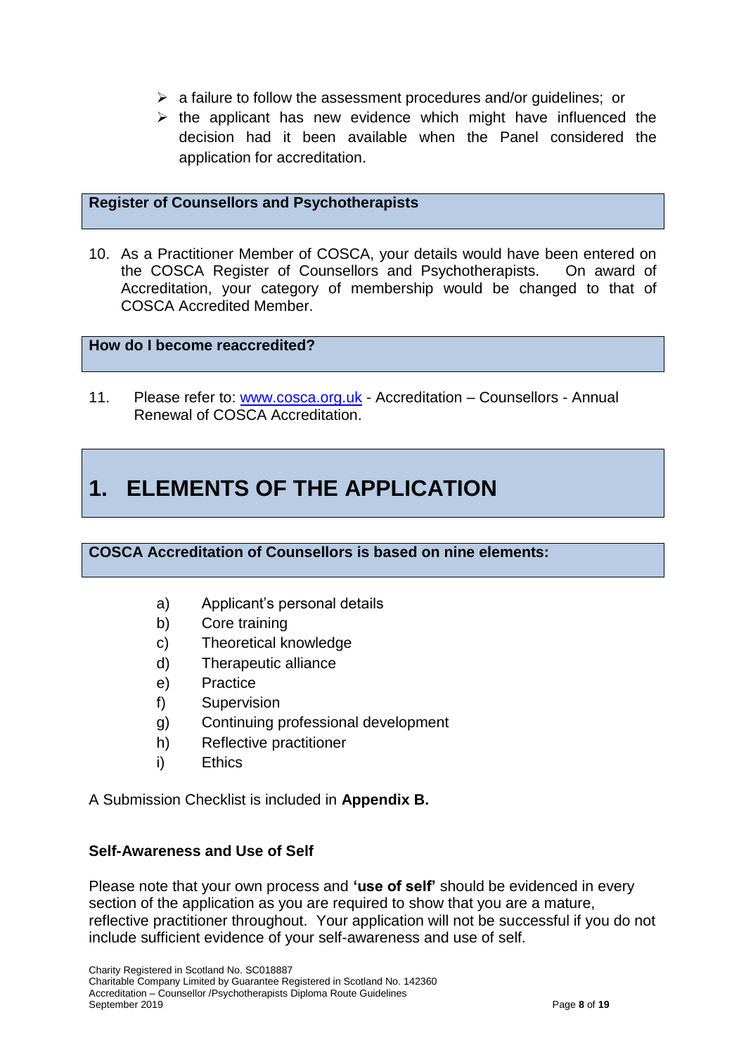- a failure to follow the assessment procedures and/or guidelines; or
- the applicant has new evidence which might have influenced the decision had it been available when the Panel considered the application for accreditation.

### Register of Counsellors and Psychotherapists

10. As a Practitioner Member of COSCA, your details would have been entered on the COSCA Register of Counsellors and Psychotherapists. On award of Accreditation, your category of membership would be changed to that of COSCA Accredited Member.

### How do I become reaccredited?

11. Please refer to: [www.cosca.org.uk](http://www.cosca.org.uk) - Accreditation – Counsellors - Annual Renewal of COSCA Accreditation.

# 1. ELEMENTS OF THE APPLICATION

### COSCA Accreditation of Counsellors is based on nine elements:

a) Applicant's personal details
b) Core training
c) Theoretical knowledge
d) Therapeutic alliance
e) Practice
f) Supervision
g) Continuing professional development
h) Reflective practitioner
i) Ethics

A Submission Checklist is included in **Appendix B.**

**Self-Awareness and Use of Self**

Please note that your own process and **'use of self'** should be evidenced in every section of the application as you are required to show that you are a mature, reflective practitioner throughout. Your application will not be successful if you do not include sufficient evidence of your self-awareness and use of self.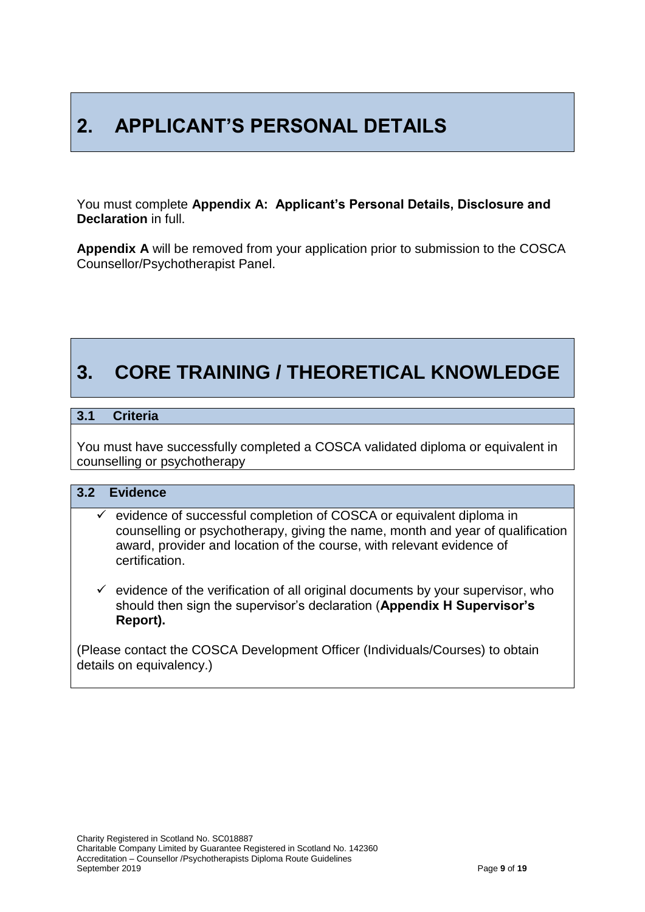# 2. APPLICANT'S PERSONAL DETAILS

You must complete **Appendix A: Applicant's Personal Details, Disclosure and Declaration** in full.

**Appendix A** will be removed from your application prior to submission to the COSCA Counsellor/Psychotherapist Panel.

# 3. CORE TRAINING / THEORETICAL KNOWLEDGE

## 3.1 Criteria

You must have successfully completed a COSCA validated diploma or equivalent in counselling or psychotherapy

## 3.2 Evidence

- ✓ evidence of successful completion of COSCA or equivalent diploma in counselling or psychotherapy, giving the name, month and year of qualification award, provider and location of the course, with relevant evidence of certification.
- ✓ evidence of the verification of all original documents by your supervisor, who should then sign the supervisor's declaration (**Appendix H Supervisor's Report).**

(Please contact the COSCA Development Officer (Individuals/Courses) to obtain details on equivalency.)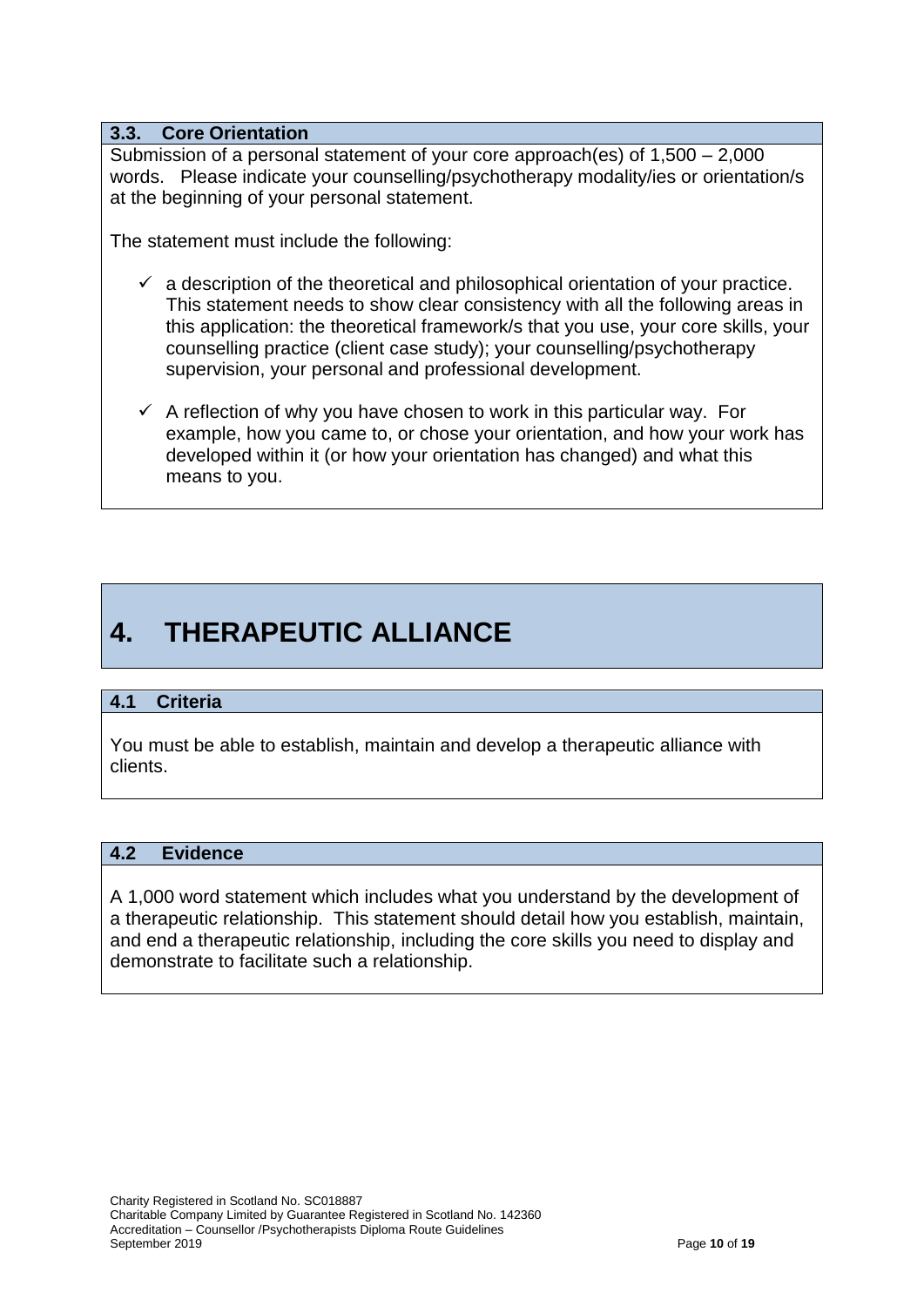### 3.3. Core Orientation

Submission of a personal statement of your core approach(es) of 1,500 – 2,000 words. Please indicate your counselling/psychotherapy modality/ies or orientation/s at the beginning of your personal statement.

The statement must include the following:

- ✓ a description of the theoretical and philosophical orientation of your practice. This statement needs to show clear consistency with all the following areas in this application: the theoretical framework/s that you use, your core skills, your counselling practice (client case study); your counselling/psychotherapy supervision, your personal and professional development.
- ✓ A reflection of why you have chosen to work in this particular way. For example, how you came to, or chose your orientation, and how your work has developed within it (or how your orientation has changed) and what this means to you.

# 4. THERAPEUTIC ALLIANCE

### 4.1 Criteria

You must be able to establish, maintain and develop a therapeutic alliance with clients.

### 4.2 Evidence

A 1,000 word statement which includes what you understand by the development of a therapeutic relationship. This statement should detail how you establish, maintain, and end a therapeutic relationship, including the core skills you need to display and demonstrate to facilitate such a relationship.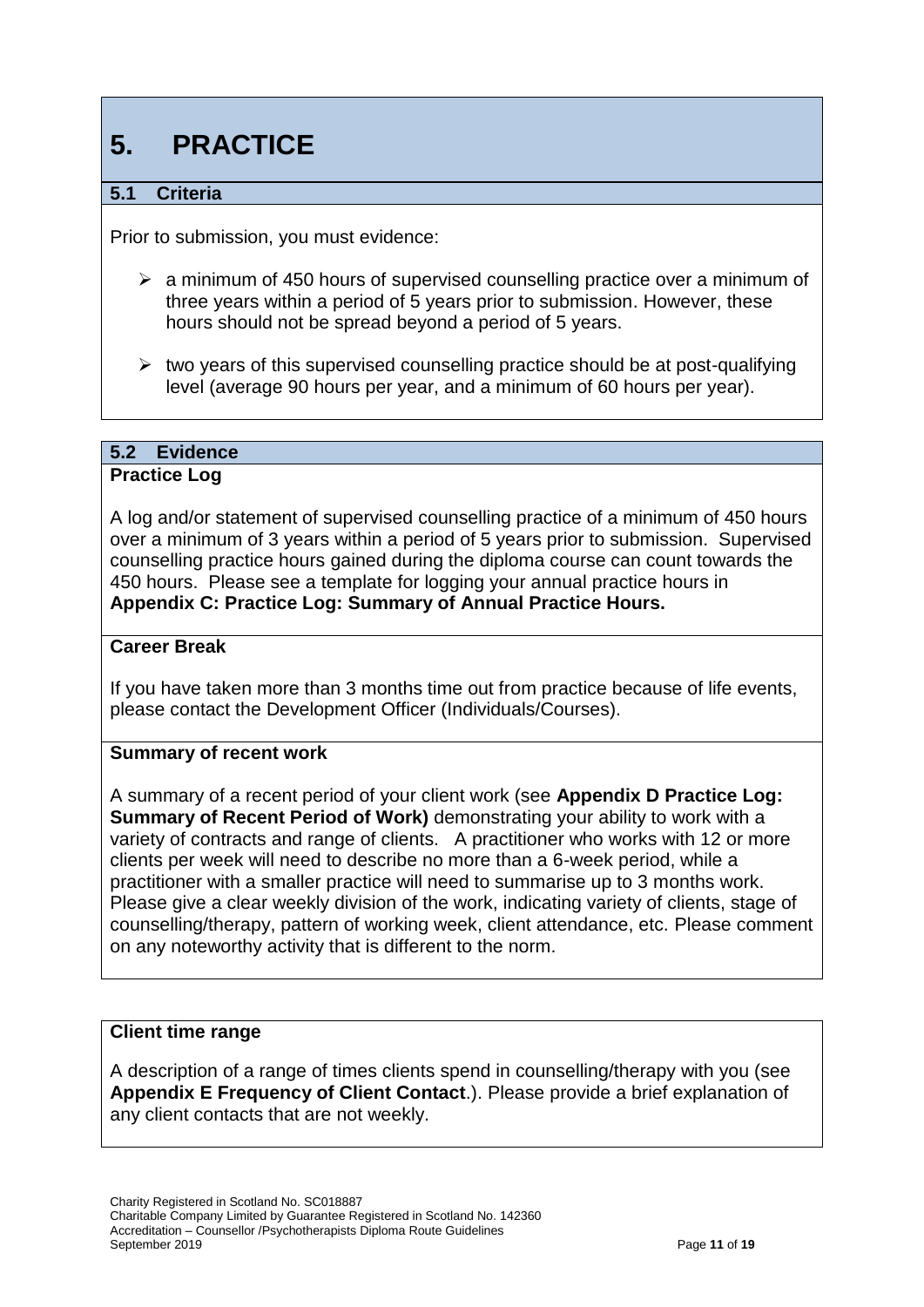# 5. PRACTICE

## 5.1 Criteria

Prior to submission, you must evidence:

- a minimum of 450 hours of supervised counselling practice over a minimum of three years within a period of 5 years prior to submission. However, these hours should not be spread beyond a period of 5 years.
- two years of this supervised counselling practice should be at post-qualifying level (average 90 hours per year, and a minimum of 60 hours per year).

## 5.2 Evidence

### Practice Log

A log and/or statement of supervised counselling practice of a minimum of 450 hours over a minimum of 3 years within a period of 5 years prior to submission. Supervised counselling practice hours gained during the diploma course can count towards the 450 hours. Please see a template for logging your annual practice hours in **Appendix C: Practice Log: Summary of Annual Practice Hours.**

### Career Break

If you have taken more than 3 months time out from practice because of life events, please contact the Development Officer (Individuals/Courses).

### Summary of recent work

A summary of a recent period of your client work (see **Appendix D Practice Log: Summary of Recent Period of Work)** demonstrating your ability to work with a variety of contracts and range of clients. A practitioner who works with 12 or more clients per week will need to describe no more than a 6-week period, while a practitioner with a smaller practice will need to summarise up to 3 months work. Please give a clear weekly division of the work, indicating variety of clients, stage of counselling/therapy, pattern of working week, client attendance, etc. Please comment on any noteworthy activity that is different to the norm.

### Client time range

A description of a range of times clients spend in counselling/therapy with you (see **Appendix E Frequency of Client Contact**.). Please provide a brief explanation of any client contacts that are not weekly.

Charity Registered in Scotland No. SC018887
Charitable Company Limited by Guarantee Registered in Scotland No. 142360
Accreditation – Counsellor /Psychotherapists Diploma Route Guidelines
September 2019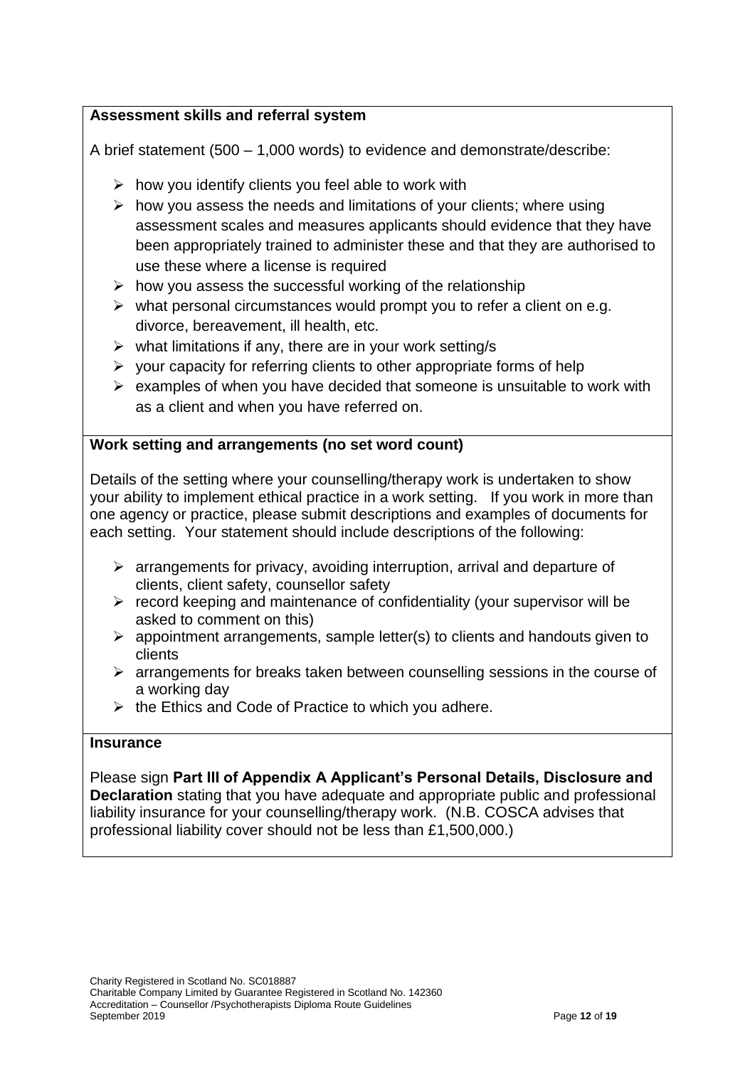**Assessment skills and referral system**

A brief statement (500 – 1,000 words) to evidence and demonstrate/describe:

- how you identify clients you feel able to work with
- how you assess the needs and limitations of your clients; where using assessment scales and measures applicants should evidence that they have been appropriately trained to administer these and that they are authorised to use these where a license is required
- how you assess the successful working of the relationship
- what personal circumstances would prompt you to refer a client on e.g. divorce, bereavement, ill health, etc.
- what limitations if any, there are in your work setting/s
- your capacity for referring clients to other appropriate forms of help
- examples of when you have decided that someone is unsuitable to work with as a client and when you have referred on.

**Work setting and arrangements (no set word count)**

Details of the setting where your counselling/therapy work is undertaken to show your ability to implement ethical practice in a work setting. If you work in more than one agency or practice, please submit descriptions and examples of documents for each setting. Your statement should include descriptions of the following:

- arrangements for privacy, avoiding interruption, arrival and departure of clients, client safety, counsellor safety
- record keeping and maintenance of confidentiality (your supervisor will be asked to comment on this)
- appointment arrangements, sample letter(s) to clients and handouts given to clients
- arrangements for breaks taken between counselling sessions in the course of a working day
- the Ethics and Code of Practice to which you adhere.

**Insurance**

Please sign **Part III of Appendix A Applicant's Personal Details, Disclosure and Declaration** stating that you have adequate and appropriate public and professional liability insurance for your counselling/therapy work. (N.B. COSCA advises that professional liability cover should not be less than £1,500,000.)

Charity Registered in Scotland No. SC018887
Charitable Company Limited by Guarantee Registered in Scotland No. 142360
Accreditation – Counsellor /Psychotherapists Diploma Route Guidelines
September 2019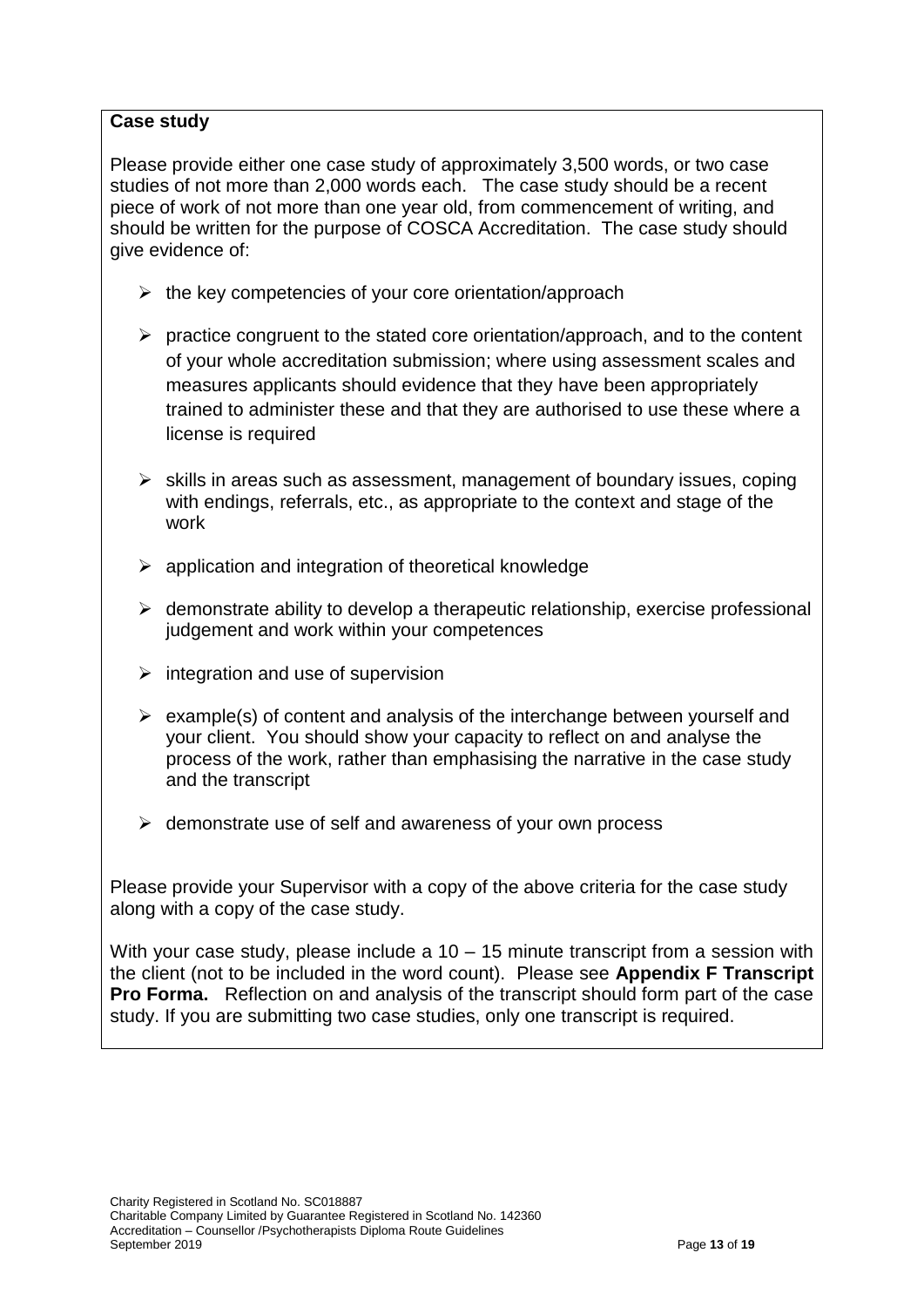**Case study**

Please provide either one case study of approximately 3,500 words, or two case studies of not more than 2,000 words each. The case study should be a recent piece of work of not more than one year old, from commencement of writing, and should be written for the purpose of COSCA Accreditation. The case study should give evidence of:

- the key competencies of your core orientation/approach
- practice congruent to the stated core orientation/approach, and to the content of your whole accreditation submission; where using assessment scales and measures applicants should evidence that they have been appropriately trained to administer these and that they are authorised to use these where a license is required
- skills in areas such as assessment, management of boundary issues, coping with endings, referrals, etc., as appropriate to the context and stage of the work
- application and integration of theoretical knowledge
- demonstrate ability to develop a therapeutic relationship, exercise professional judgement and work within your competences
- integration and use of supervision
- example(s) of content and analysis of the interchange between yourself and your client. You should show your capacity to reflect on and analyse the process of the work, rather than emphasising the narrative in the case study and the transcript
- demonstrate use of self and awareness of your own process

Please provide your Supervisor with a copy of the above criteria for the case study along with a copy of the case study.

With your case study, please include a 10 – 15 minute transcript from a session with the client (not to be included in the word count). Please see **Appendix F Transcript Pro Forma.** Reflection on and analysis of the transcript should form part of the case study. If you are submitting two case studies, only one transcript is required.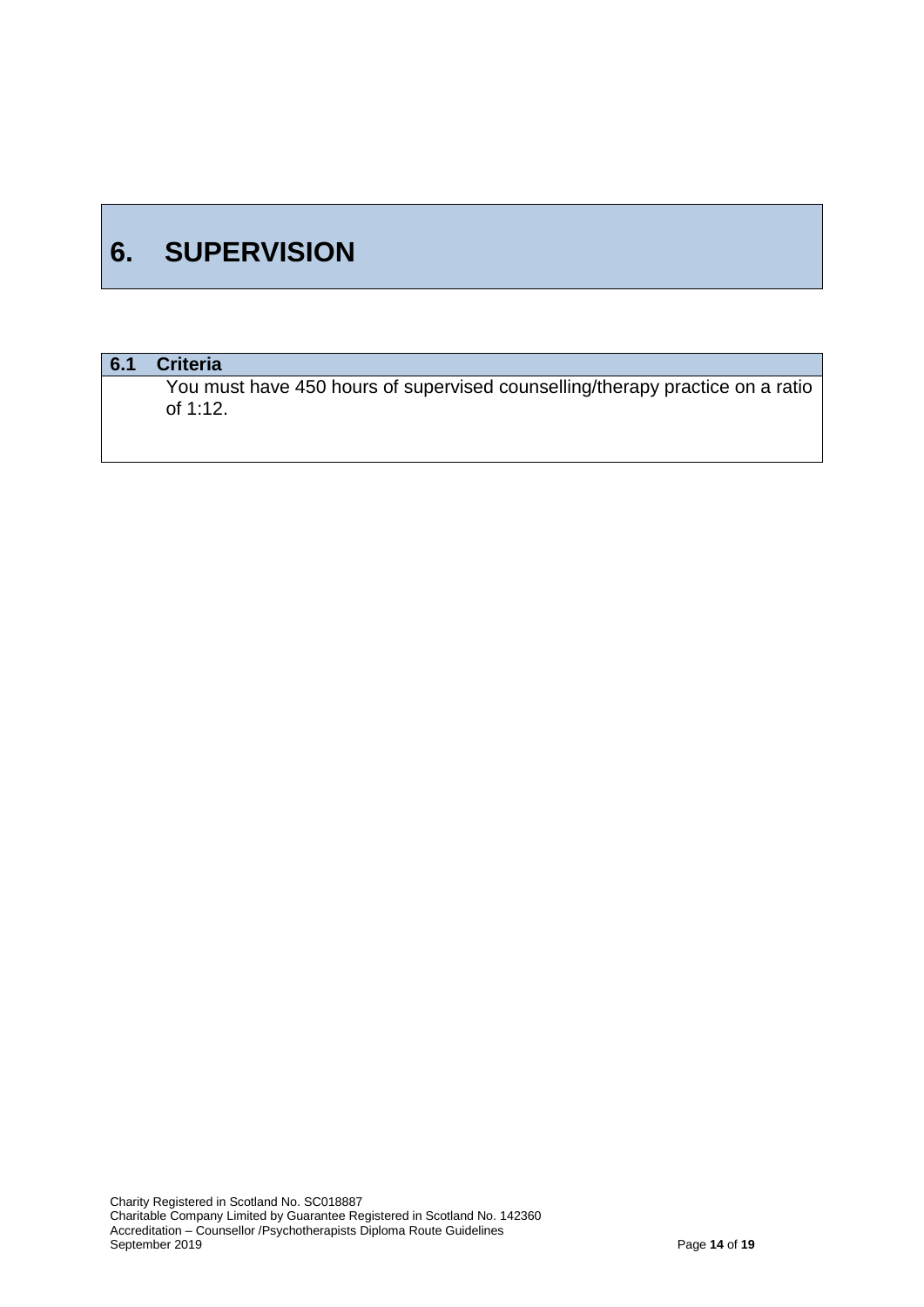# 6. SUPERVISION

## 6.1 Criteria

You must have 450 hours of supervised counselling/therapy practice on a ratio of 1:12.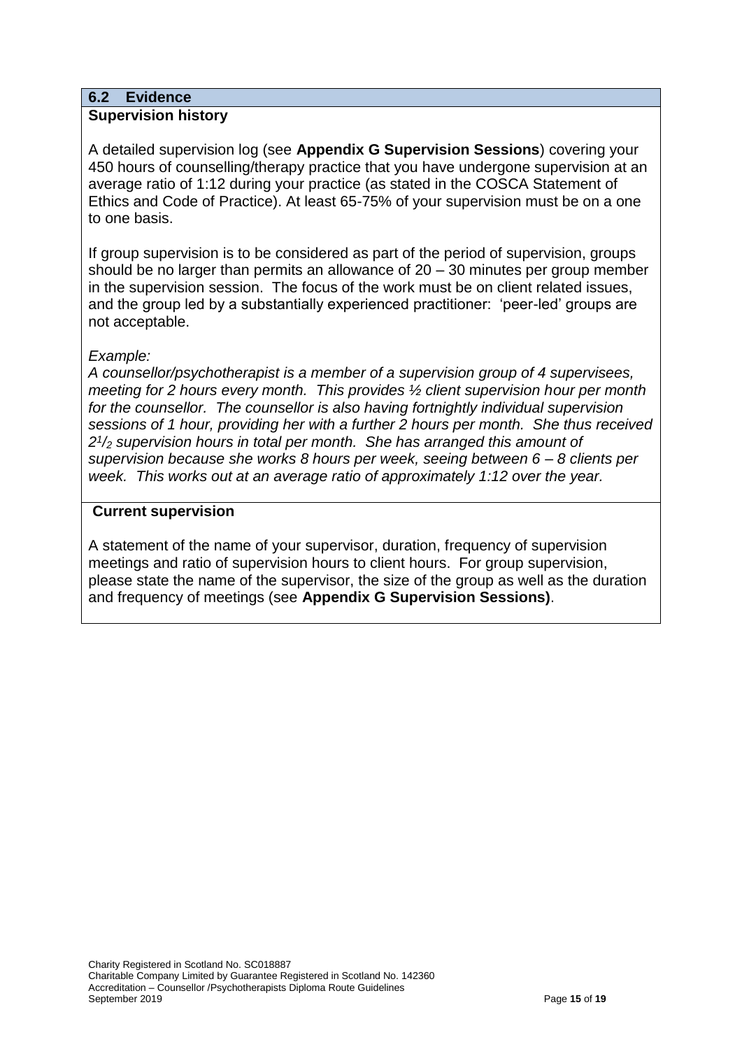## 6.2 Evidence

### Supervision history

A detailed supervision log (see **Appendix G Supervision Sessions**) covering your 450 hours of counselling/therapy practice that you have undergone supervision at an average ratio of 1:12 during your practice (as stated in the COSCA Statement of Ethics and Code of Practice). At least 65-75% of your supervision must be on a one to one basis.

If group supervision is to be considered as part of the period of supervision, groups should be no larger than permits an allowance of 20 – 30 minutes per group member in the supervision session. The focus of the work must be on client related issues, and the group led by a substantially experienced practitioner: 'peer-led' groups are not acceptable.

*Example:*

*A counsellor/psychotherapist is a member of a supervision group of 4 supervisees, meeting for 2 hours every month. This provides ½ client supervision hour per month for the counsellor. The counsellor is also having fortnightly individual supervision sessions of 1 hour, providing her with a further 2 hours per month. She thus received $2^1/_2$ supervision hours in total per month. She has arranged this amount of supervision because she works 8 hours per week, seeing between 6 – 8 clients per week. This works out at an average ratio of approximately 1:12 over the year.*

### Current supervision

A statement of the name of your supervisor, duration, frequency of supervision meetings and ratio of supervision hours to client hours. For group supervision, please state the name of the supervisor, the size of the group as well as the duration and frequency of meetings (see **Appendix G Supervision Sessions)**.

Charity Registered in Scotland No. SC018887
Charitable Company Limited by Guarantee Registered in Scotland No. 142360
Accreditation – Counsellor /Psychotherapists Diploma Route Guidelines
September 2019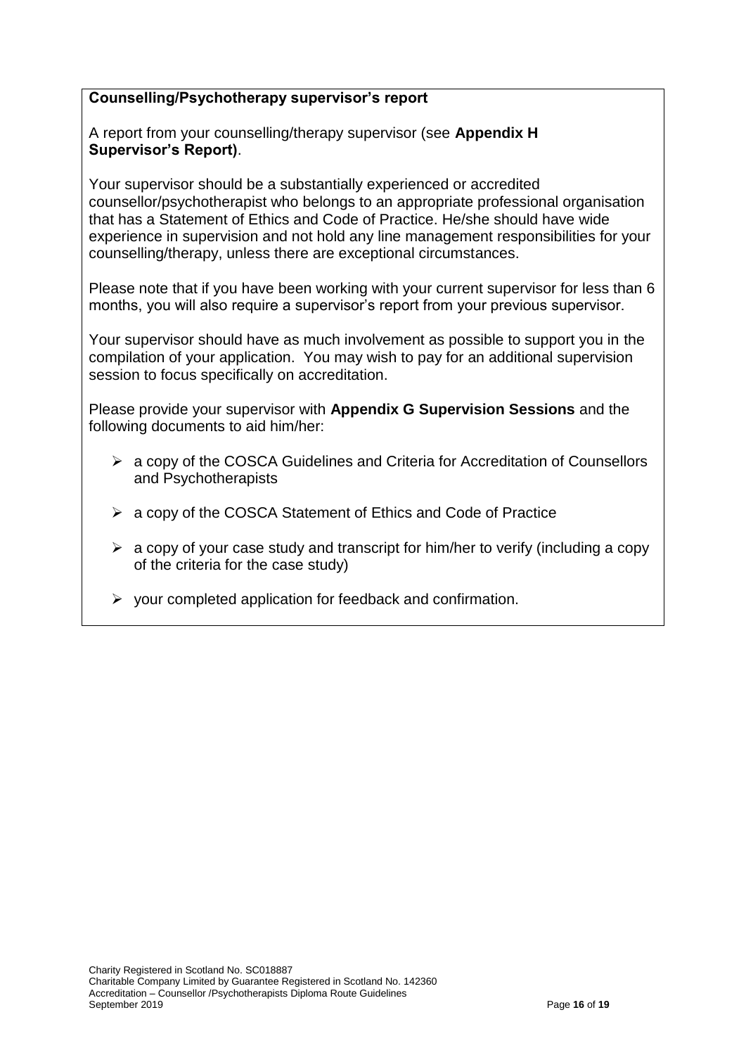**Counselling/Psychotherapy supervisor's report**

A report from your counselling/therapy supervisor (see **Appendix H Supervisor's Report)**.

Your supervisor should be a substantially experienced or accredited counsellor/psychotherapist who belongs to an appropriate professional organisation that has a Statement of Ethics and Code of Practice. He/she should have wide experience in supervision and not hold any line management responsibilities for your counselling/therapy, unless there are exceptional circumstances.

Please note that if you have been working with your current supervisor for less than 6 months, you will also require a supervisor's report from your previous supervisor.

Your supervisor should have as much involvement as possible to support you in the compilation of your application. You may wish to pay for an additional supervision session to focus specifically on accreditation.

Please provide your supervisor with **Appendix G Supervision Sessions** and the following documents to aid him/her:

- a copy of the COSCA Guidelines and Criteria for Accreditation of Counsellors and Psychotherapists
- a copy of the COSCA Statement of Ethics and Code of Practice
- a copy of your case study and transcript for him/her to verify (including a copy of the criteria for the case study)
- your completed application for feedback and confirmation.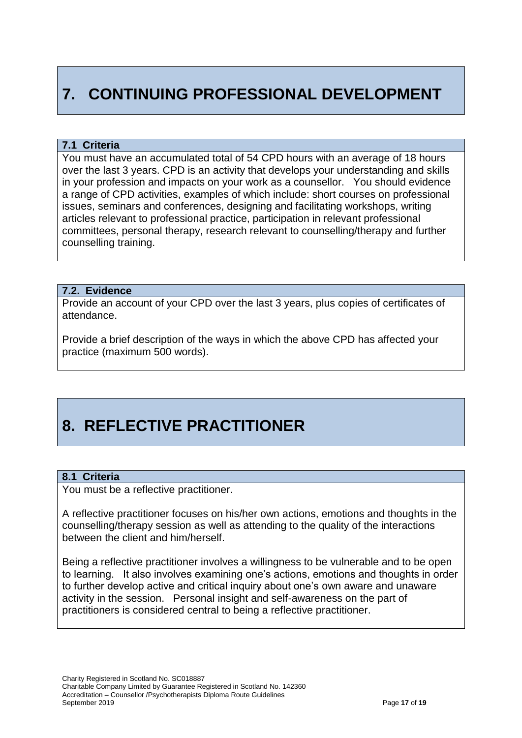# 7. CONTINUING PROFESSIONAL DEVELOPMENT

### 7.1 Criteria

You must have an accumulated total of 54 CPD hours with an average of 18 hours over the last 3 years. CPD is an activity that develops your understanding and skills in your profession and impacts on your work as a counsellor. You should evidence a range of CPD activities, examples of which include: short courses on professional issues, seminars and conferences, designing and facilitating workshops, writing articles relevant to professional practice, participation in relevant professional committees, personal therapy, research relevant to counselling/therapy and further counselling training.

### 7.2. Evidence

Provide an account of your CPD over the last 3 years, plus copies of certificates of attendance.

Provide a brief description of the ways in which the above CPD has affected your practice (maximum 500 words).

# 8. REFLECTIVE PRACTITIONER

### 8.1 Criteria

You must be a reflective practitioner.

A reflective practitioner focuses on his/her own actions, emotions and thoughts in the counselling/therapy session as well as attending to the quality of the interactions between the client and him/herself.

Being a reflective practitioner involves a willingness to be vulnerable and to be open to learning. It also involves examining one's actions, emotions and thoughts in order to further develop active and critical inquiry about one's own aware and unaware activity in the session. Personal insight and self-awareness on the part of practitioners is considered central to being a reflective practitioner.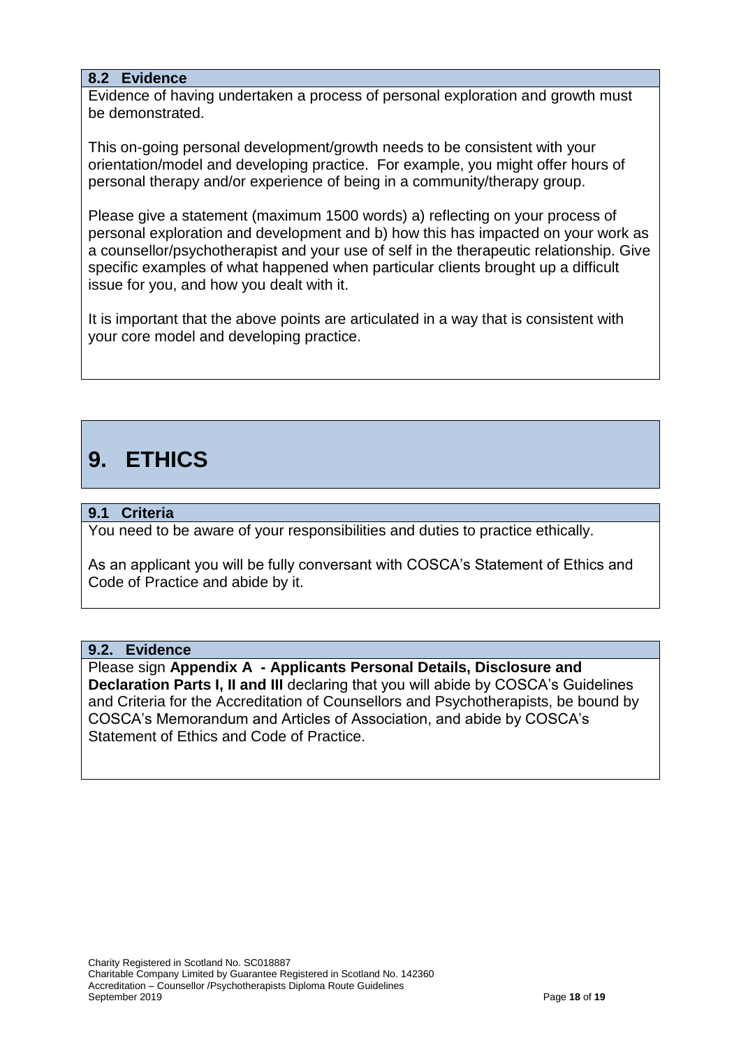### 8.2 Evidence

Evidence of having undertaken a process of personal exploration and growth must be demonstrated.

This on-going personal development/growth needs to be consistent with your orientation/model and developing practice. For example, you might offer hours of personal therapy and/or experience of being in a community/therapy group.

Please give a statement (maximum 1500 words) a) reflecting on your process of personal exploration and development and b) how this has impacted on your work as a counsellor/psychotherapist and your use of self in the therapeutic relationship. Give specific examples of what happened when particular clients brought up a difficult issue for you, and how you dealt with it.

It is important that the above points are articulated in a way that is consistent with your core model and developing practice.

# 9. ETHICS

### 9.1 Criteria

You need to be aware of your responsibilities and duties to practice ethically.

As an applicant you will be fully conversant with COSCA's Statement of Ethics and Code of Practice and abide by it.

### 9.2. Evidence

Please sign **Appendix A - Applicants Personal Details, Disclosure and Declaration Parts I, II and III** declaring that you will abide by COSCA's Guidelines and Criteria for the Accreditation of Counsellors and Psychotherapists, be bound by COSCA's Memorandum and Articles of Association, and abide by COSCA's Statement of Ethics and Code of Practice.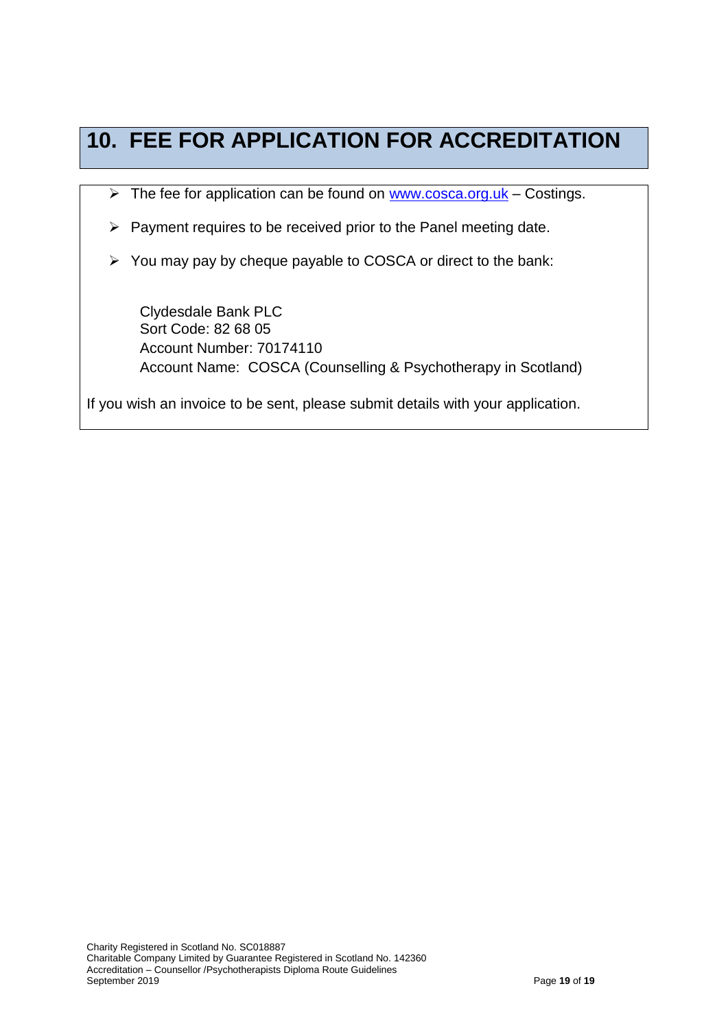## 10. FEE FOR APPLICATION FOR ACCREDITATION

- The fee for application can be found on www.cosca.org.uk – Costings.
- Payment requires to be received prior to the Panel meeting date.
- You may pay by cheque payable to COSCA or direct to the bank:

  Clydesdale Bank PLC
  Sort Code: 82 68 05
  Account Number: 70174110
  Account Name: COSCA (Counselling & Psychotherapy in Scotland)

If you wish an invoice to be sent, please submit details with your application.